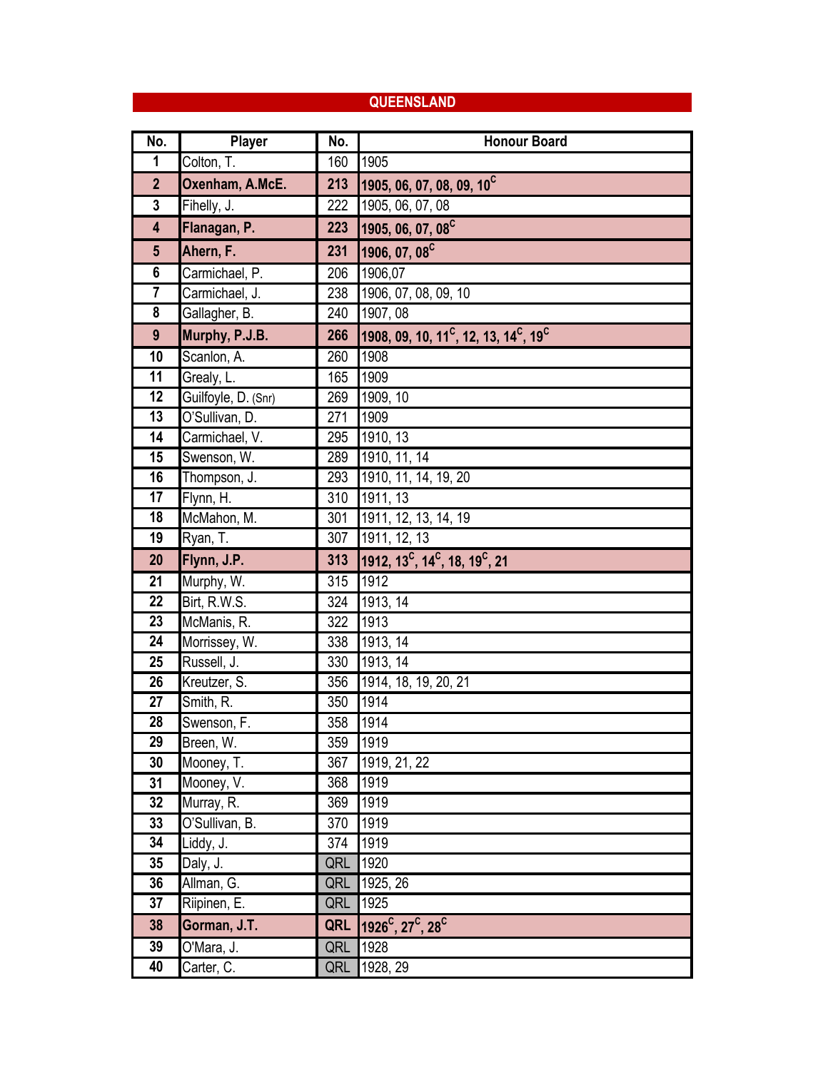## QUEENSLAND

| No. | Player | No. | Honour Board |
|---|---|---|---|
| **1** | Colton, T. | 160 | 1905 |
| **2** | **Oxenham, A.McE.** | **213** | **1905, 06, 07, 08, 09, 10[C]** |
| **3** | Fihelly, J. | 222 | 1905, 06, 07, 08 |
| **4** | **Flanagan, P.** | **223** | **1905, 06, 07, 08[C]** |
| **5** | **Ahern, F.** | **231** | **1906, 07, 08[C]** |
| **6** | Carmichael, P. | 206 | 1906,07 |
| **7** | Carmichael, J. | 238 | 1906, 07, 08, 09, 10 |
| **8** | Gallagher, B. | 240 | 1907, 08 |
| **9** | **Murphy, P.J.B.** | **266** | **1908, 09, 10, 11[C], 12, 13, 14[C], 19[C]** |
| **10** | Scanlon, A. | 260 | 1908 |
| **11** | Grealy, L. | 165 | 1909 |
| **12** | Guilfoyle, D. (Snr) | 269 | 1909, 10 |
| **13** | O'Sullivan, D. | 271 | 1909 |
| **14** | Carmichael, V. | 295 | 1910, 13 |
| **15** | Swenson, W. | 289 | 1910, 11, 14 |
| **16** | Thompson, J. | 293 | 1910, 11, 14, 19, 20 |
| **17** | Flynn, H. | 310 | 1911, 13 |
| **18** | McMahon, M. | 301 | 1911, 12, 13, 14, 19 |
| **19** | Ryan, T. | 307 | 1911, 12, 13 |
| **20** | **Flynn, J.P.** | **313** | **1912, 13[C], 14[C], 18, 19[C], 21** |
| **21** | Murphy, W. | 315 | 1912 |
| **22** | Birt, R.W.S. | 324 | 1913, 14 |
| **23** | McManis, R. | 322 | 1913 |
| **24** | Morrissey, W. | 338 | 1913, 14 |
| **25** | Russell, J. | 330 | 1913, 14 |
| **26** | Kreutzer, S. | 356 | 1914, 18, 19, 20, 21 |
| **27** | Smith, R. | 350 | 1914 |
| **28** | Swenson, F. | 358 | 1914 |
| **29** | Breen, W. | 359 | 1919 |
| **30** | Mooney, T. | 367 | 1919, 21, 22 |
| **31** | Mooney, V. | 368 | 1919 |
| **32** | Murray, R. | 369 | 1919 |
| **33** | O'Sullivan, B. | 370 | 1919 |
| **34** | Liddy, J. | 374 | 1919 |
| **35** | Daly, J. | QRL | 1920 |
| **36** | Allman, G. | QRL | 1925, 26 |
| **37** | Riipinen, E. | QRL | 1925 |
| **38** | **Gorman, J.T.** | **QRL** | **1926[C], 27[C], 28[C]** |
| **39** | O'Mara, J. | QRL | 1928 |
| **40** | Carter, C. | QRL | 1928, 29 |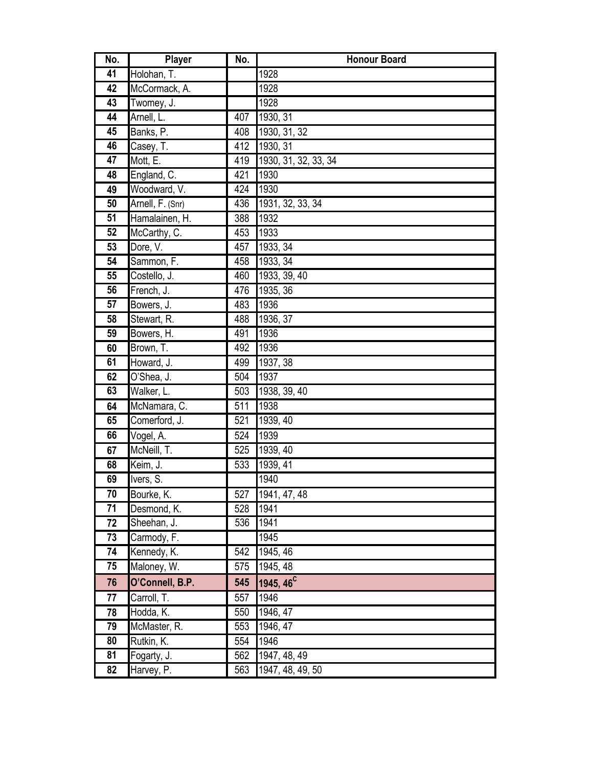| No. | Player | No. | Honour Board |
|---|---|---|---|
| 41 | Holohan, T. | | 1928 |
| 42 | McCormack, A. | | 1928 |
| 43 | Twomey, J. | | 1928 |
| 44 | Arnell, L. | 407 | 1930, 31 |
| 45 | Banks, P. | 408 | 1930, 31, 32 |
| 46 | Casey, T. | 412 | 1930, 31 |
| 47 | Mott, E. | 419 | 1930, 31, 32, 33, 34 |
| 48 | England, C. | 421 | 1930 |
| 49 | Woodward, V. | 424 | 1930 |
| 50 | Arnell, F. (Snr) | 436 | 1931, 32, 33, 34 |
| 51 | Hamalainen, H. | 388 | 1932 |
| 52 | McCarthy, C. | 453 | 1933 |
| 53 | Dore, V. | 457 | 1933, 34 |
| 54 | Sammon, F. | 458 | 1933, 34 |
| 55 | Costello, J. | 460 | 1933, 39, 40 |
| 56 | French, J. | 476 | 1935, 36 |
| 57 | Bowers, J. | 483 | 1936 |
| 58 | Stewart, R. | 488 | 1936, 37 |
| 59 | Bowers, H. | 491 | 1936 |
| 60 | Brown, T. | 492 | 1936 |
| 61 | Howard, J. | 499 | 1937, 38 |
| 62 | O'Shea, J. | 504 | 1937 |
| 63 | Walker, L. | 503 | 1938, 39, 40 |
| 64 | McNamara, C. | 511 | 1938 |
| 65 | Comerford, J. | 521 | 1939, 40 |
| 66 | Vogel, A. | 524 | 1939 |
| 67 | McNeill, T. | 525 | 1939, 40 |
| 68 | Keim, J. | 533 | 1939, 41 |
| 69 | Ivers, S. | | 1940 |
| 70 | Bourke, K. | 527 | 1941, 47, 48 |
| 71 | Desmond, K. | 528 | 1941 |
| 72 | Sheehan, J. | 536 | 1941 |
| 73 | Carmody, F. | | 1945 |
| 74 | Kennedy, K. | 542 | 1945, 46 |
| 75 | Maloney, W. | 575 | 1945, 48 |
| **76** | **O'Connell, B.P.** | **545** | **1945, 46[C]** |
| 77 | Carroll, T. | 557 | 1946 |
| 78 | Hodda, K. | 550 | 1946, 47 |
| 79 | McMaster, R. | 553 | 1946, 47 |
| 80 | Rutkin, K. | 554 | 1946 |
| 81 | Fogarty, J. | 562 | 1947, 48, 49 |
| 82 | Harvey, P. | 563 | 1947, 48, 49, 50 |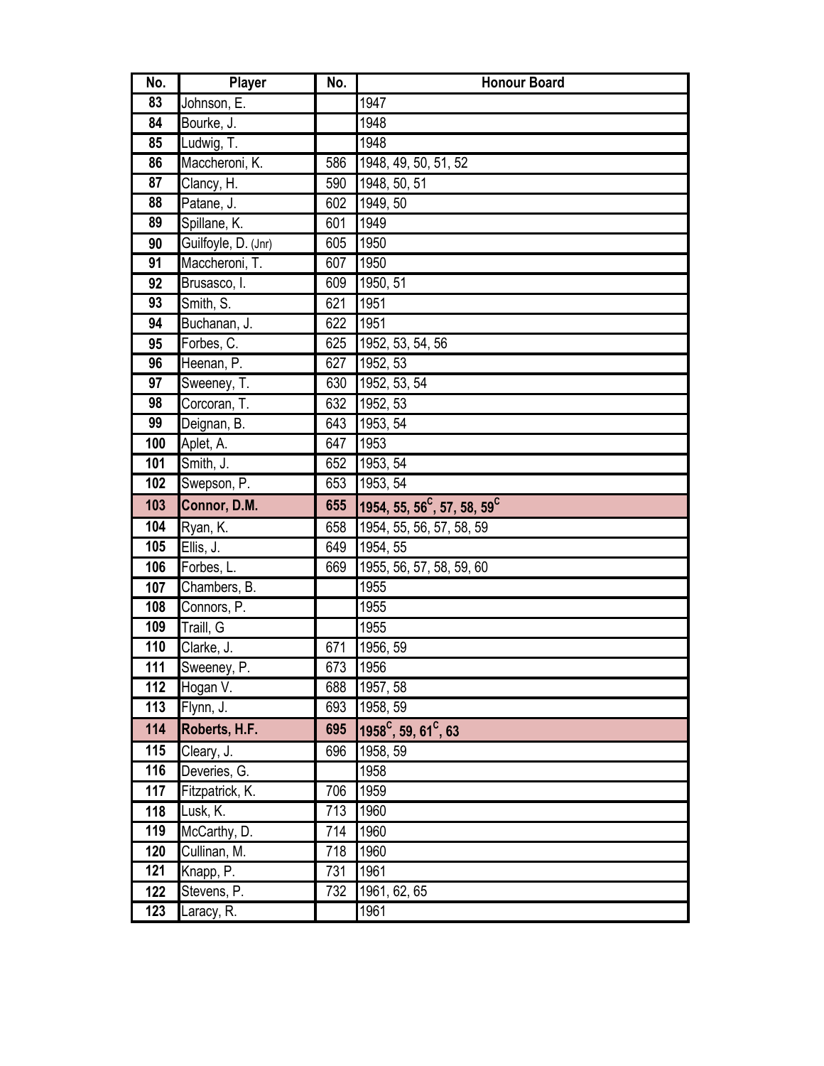| No. | Player | No. | Honour Board |
|---|---|---|---|
| 83 | Johnson, E. | | 1947 |
| 84 | Bourke, J. | | 1948 |
| 85 | Ludwig, T. | | 1948 |
| 86 | Maccheroni, K. | 586 | 1948, 49, 50, 51, 52 |
| 87 | Clancy, H. | 590 | 1948, 50, 51 |
| 88 | Patane, J. | 602 | 1949, 50 |
| 89 | Spillane, K. | 601 | 1949 |
| 90 | Guilfoyle, D. (Jnr) | 605 | 1950 |
| 91 | Maccheroni, T. | 607 | 1950 |
| 92 | Brusasco, I. | 609 | 1950, 51 |
| 93 | Smith, S. | 621 | 1951 |
| 94 | Buchanan, J. | 622 | 1951 |
| 95 | Forbes, C. | 625 | 1952, 53, 54, 56 |
| 96 | Heenan, P. | 627 | 1952, 53 |
| 97 | Sweeney, T. | 630 | 1952, 53, 54 |
| 98 | Corcoran, T. | 632 | 1952, 53 |
| 99 | Deignan, B. | 643 | 1953, 54 |
| 100 | Aplet, A. | 647 | 1953 |
| 101 | Smith, J. | 652 | 1953, 54 |
| 102 | Swepson, P. | 653 | 1953, 54 |
| **103** | **Connor, D.M.** | **655** | **1954, 55, 56[C], 57, 58, 59[C]** |
| 104 | Ryan, K. | 658 | 1954, 55, 56, 57, 58, 59 |
| 105 | Ellis, J. | 649 | 1954, 55 |
| 106 | Forbes, L. | 669 | 1955, 56, 57, 58, 59, 60 |
| 107 | Chambers, B. | | 1955 |
| 108 | Connors, P. | | 1955 |
| 109 | Traill, G | | 1955 |
| 110 | Clarke, J. | 671 | 1956, 59 |
| 111 | Sweeney, P. | 673 | 1956 |
| 112 | Hogan V. | 688 | 1957, 58 |
| 113 | Flynn, J. | 693 | 1958, 59 |
| **114** | **Roberts, H.F.** | **695** | **1958[C], 59, 61[C], 63** |
| 115 | Cleary, J. | 696 | 1958, 59 |
| 116 | Deveries, G. | | 1958 |
| 117 | Fitzpatrick, K. | 706 | 1959 |
| 118 | Lusk, K. | 713 | 1960 |
| 119 | McCarthy, D. | 714 | 1960 |
| 120 | Cullinan, M. | 718 | 1960 |
| 121 | Knapp, P. | 731 | 1961 |
| 122 | Stevens, P. | 732 | 1961, 62, 65 |
| 123 | Laracy, R. | | 1961 |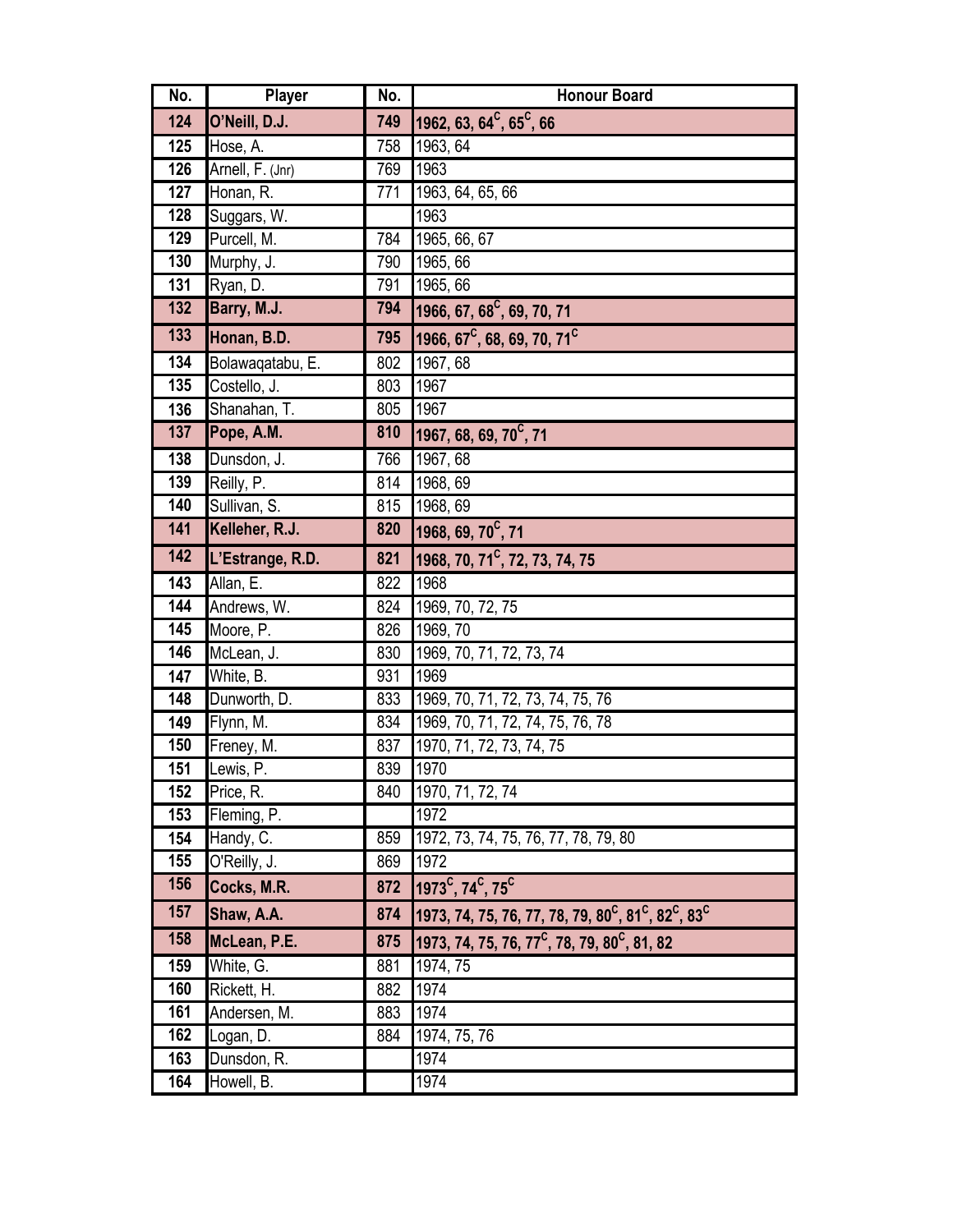| No. | Player | No. | Honour Board |
|---|---|---|---|
| **124** | **O'Neill, D.J.** | **749** | **1962, 63, 64[C], 65[C], 66** |
| 125 | Hose, A. | 758 | 1963, 64 |
| 126 | Arnell, F. (Jnr) | 769 | 1963 |
| 127 | Honan, R. | 771 | 1963, 64, 65, 66 |
| 128 | Suggars, W. | | 1963 |
| 129 | Purcell, M. | 784 | 1965, 66, 67 |
| 130 | Murphy, J. | 790 | 1965, 66 |
| 131 | Ryan, D. | 791 | 1965, 66 |
| **132** | **Barry, M.J.** | **794** | **1966, 67, 68[C], 69, 70, 71** |
| **133** | **Honan, B.D.** | **795** | **1966, 67[C], 68, 69, 70, 71[C]** |
| 134 | Bolawaqatabu, E. | 802 | 1967, 68 |
| 135 | Costello, J. | 803 | 1967 |
| 136 | Shanahan, T. | 805 | 1967 |
| **137** | **Pope, A.M.** | **810** | **1967, 68, 69, 70[C], 71** |
| 138 | Dunsdon, J. | 766 | 1967, 68 |
| 139 | Reilly, P. | 814 | 1968, 69 |
| 140 | Sullivan, S. | 815 | 1968, 69 |
| **141** | **Kelleher, R.J.** | **820** | **1968, 69, 70[C], 71** |
| **142** | **L'Estrange, R.D.** | **821** | **1968, 70, 71[C], 72, 73, 74, 75** |
| 143 | Allan, E. | 822 | 1968 |
| 144 | Andrews, W. | 824 | 1969, 70, 72, 75 |
| 145 | Moore, P. | 826 | 1969, 70 |
| 146 | McLean, J. | 830 | 1969, 70, 71, 72, 73, 74 |
| 147 | White, B. | 931 | 1969 |
| 148 | Dunworth, D. | 833 | 1969, 70, 71, 72, 73, 74, 75, 76 |
| 149 | Flynn, M. | 834 | 1969, 70, 71, 72, 74, 75, 76, 78 |
| 150 | Freney, M. | 837 | 1970, 71, 72, 73, 74, 75 |
| 151 | Lewis, P. | 839 | 1970 |
| 152 | Price, R. | 840 | 1970, 71, 72, 74 |
| 153 | Fleming, P. | | 1972 |
| 154 | Handy, C. | 859 | 1972, 73, 74, 75, 76, 77, 78, 79, 80 |
| 155 | O'Reilly, J. | 869 | 1972 |
| **156** | **Cocks, M.R.** | **872** | **1973[C], 74[C], 75[C]** |
| **157** | **Shaw, A.A.** | **874** | **1973, 74, 75, 76, 77, 78, 79, 80[C], 81[C], 82[C], 83[C]** |
| **158** | **McLean, P.E.** | **875** | **1973, 74, 75, 76, 77[C], 78, 79, 80[C], 81, 82** |
| 159 | White, G. | 881 | 1974, 75 |
| 160 | Rickett, H. | 882 | 1974 |
| 161 | Andersen, M. | 883 | 1974 |
| 162 | Logan, D. | 884 | 1974, 75, 76 |
| 163 | Dunsdon, R. | | 1974 |
| 164 | Howell, B. | | 1974 |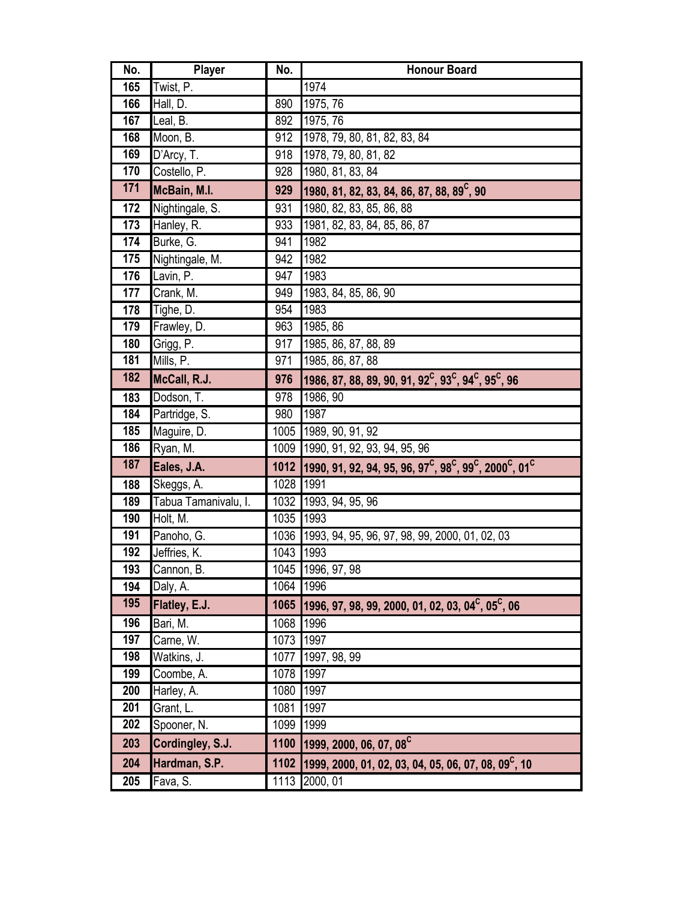| No. | Player | No. | Honour Board |
|---|---|---|---|
| 165 | Twist, P. | | 1974 |
| 166 | Hall, D. | 890 | 1975, 76 |
| 167 | Leal, B. | 892 | 1975, 76 |
| 168 | Moon, B. | 912 | 1978, 79, 80, 81, 82, 83, 84 |
| 169 | D'Arcy, T. | 918 | 1978, 79, 80, 81, 82 |
| 170 | Costello, P. | 928 | 1980, 81, 83, 84 |
| **171** | **McBain, M.I.** | **929** | **1980, 81, 82, 83, 84, 86, 87, 88, 89[C], 90** |
| 172 | Nightingale, S. | 931 | 1980, 82, 83, 85, 86, 88 |
| 173 | Hanley, R. | 933 | 1981, 82, 83, 84, 85, 86, 87 |
| 174 | Burke, G. | 941 | 1982 |
| 175 | Nightingale, M. | 942 | 1982 |
| 176 | Lavin, P. | 947 | 1983 |
| 177 | Crank, M. | 949 | 1983, 84, 85, 86, 90 |
| 178 | Tighe, D. | 954 | 1983 |
| 179 | Frawley, D. | 963 | 1985, 86 |
| 180 | Grigg, P. | 917 | 1985, 86, 87, 88, 89 |
| 181 | Mills, P. | 971 | 1985, 86, 87, 88 |
| **182** | **McCall, R.J.** | **976** | **1986, 87, 88, 89, 90, 91, 92[C], 93[C], 94[C], 95[C], 96** |
| 183 | Dodson, T. | 978 | 1986, 90 |
| 184 | Partridge, S. | 980 | 1987 |
| 185 | Maguire, D. | 1005 | 1989, 90, 91, 92 |
| 186 | Ryan, M. | 1009 | 1990, 91, 92, 93, 94, 95, 96 |
| **187** | **Eales, J.A.** | **1012** | **1990, 91, 92, 94, 95, 96, 97[C], 98[C], 99[C], 2000[C], 01[C]** |
| 188 | Skeggs, A. | 1028 | 1991 |
| 189 | Tabua Tamanivalu, I. | 1032 | 1993, 94, 95, 96 |
| 190 | Holt, M. | 1035 | 1993 |
| 191 | Panoho, G. | 1036 | 1993, 94, 95, 96, 97, 98, 99, 2000, 01, 02, 03 |
| 192 | Jeffries, K. | 1043 | 1993 |
| 193 | Cannon, B. | 1045 | 1996, 97, 98 |
| 194 | Daly, A. | 1064 | 1996 |
| **195** | **Flatley, E.J.** | **1065** | **1996, 97, 98, 99, 2000, 01, 02, 03, 04[C], 05[C], 06** |
| 196 | Bari, M. | 1068 | 1996 |
| 197 | Carne, W. | 1073 | 1997 |
| 198 | Watkins, J. | 1077 | 1997, 98, 99 |
| 199 | Coombe, A. | 1078 | 1997 |
| 200 | Harley, A. | 1080 | 1997 |
| 201 | Grant, L. | 1081 | 1997 |
| 202 | Spooner, N. | 1099 | 1999 |
| **203** | **Cordingley, S.J.** | **1100** | **1999, 2000, 06, 07, 08[C]** |
| **204** | **Hardman, S.P.** | **1102** | **1999, 2000, 01, 02, 03, 04, 05, 06, 07, 08, 09[C], 10** |
| 205 | Fava, S. | 1113 | 2000, 01 |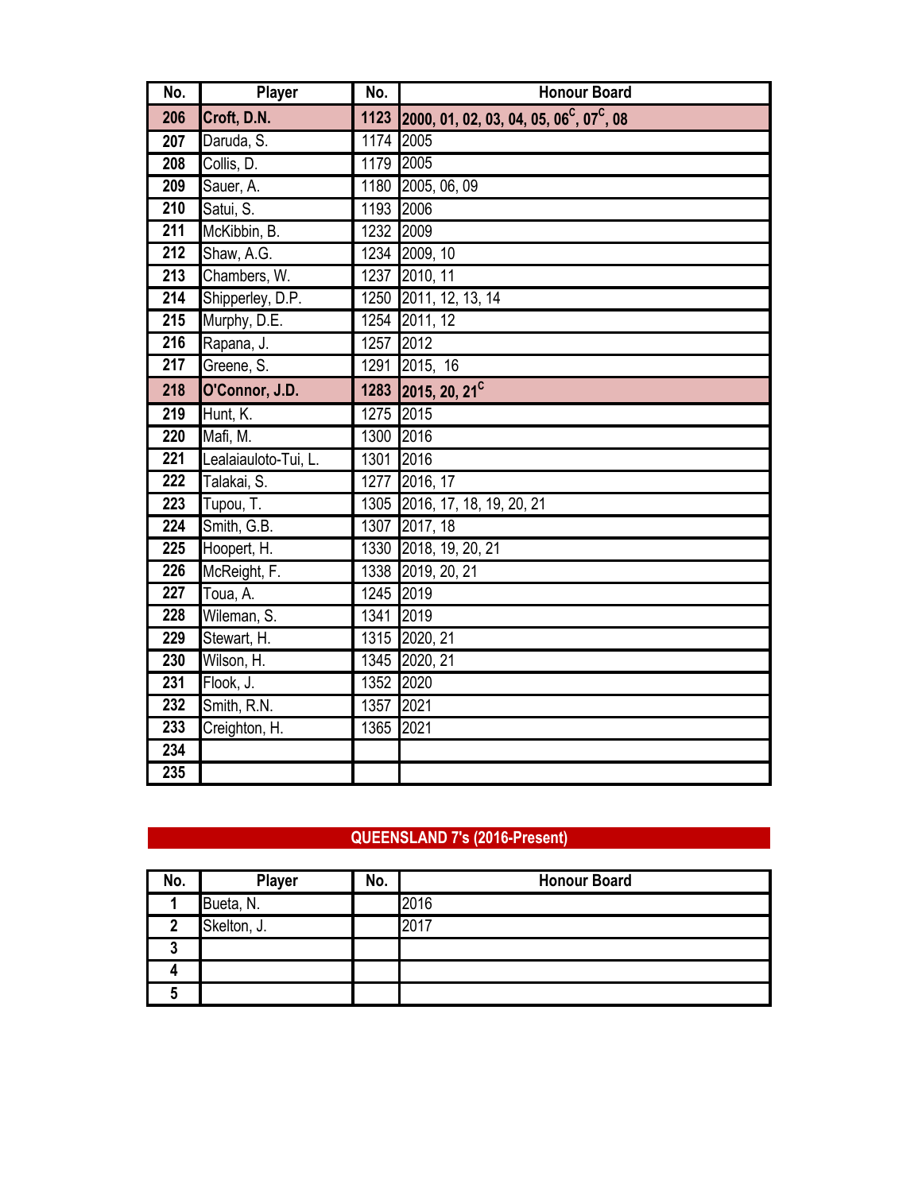| No. | Player | No. | Honour Board |
|---|---|---|---|
| **206** | **Croft, D.N.** | **1123** | **2000, 01, 02, 03, 04, 05, 06[C], 07[C], 08** |
| **207** | Daruda, S. | 1174 | 2005 |
| **208** | Collis, D. | 1179 | 2005 |
| **209** | Sauer, A. | 1180 | 2005, 06, 09 |
| **210** | Satui, S. | 1193 | 2006 |
| **211** | McKibbin, B. | 1232 | 2009 |
| **212** | Shaw, A.G. | 1234 | 2009, 10 |
| **213** | Chambers, W. | 1237 | 2010, 11 |
| **214** | Shipperley, D.P. | 1250 | 2011, 12, 13, 14 |
| **215** | Murphy, D.E. | 1254 | 2011, 12 |
| **216** | Rapana, J. | 1257 | 2012 |
| **217** | Greene, S. | 1291 | 2015, 16 |
| **218** | **O'Connor, J.D.** | **1283** | **2015, 20, 21[C]** |
| **219** | Hunt, K. | 1275 | 2015 |
| **220** | Mafi, M. | 1300 | 2016 |
| **221** | Lealaiauloto-Tui, L. | 1301 | 2016 |
| **222** | Talakai, S. | 1277 | 2016, 17 |
| **223** | Tupou, T. | 1305 | 2016, 17, 18, 19, 20, 21 |
| **224** | Smith, G.B. | 1307 | 2017, 18 |
| **225** | Hoopert, H. | 1330 | 2018, 19, 20, 21 |
| **226** | McReight, F. | 1338 | 2019, 20, 21 |
| **227** | Toua, A. | 1245 | 2019 |
| **228** | Wileman, S. | 1341 | 2019 |
| **229** | Stewart, H. | 1315 | 2020, 21 |
| **230** | Wilson, H. | 1345 | 2020, 21 |
| **231** | Flook, J. | 1352 | 2020 |
| **232** | Smith, R.N. | 1357 | 2021 |
| **233** | Creighton, H. | 1365 | 2021 |
| **234** | | | |
| **235** | | | |

## QUEENSLAND 7's (2016-Present)

| No. | Player | No. | Honour Board |
|---|---|---|---|
| **1** | Bueta, N. | | 2016 |
| **2** | Skelton, J. | | 2017 |
| **3** | | | |
| **4** | | | |
| **5** | | | |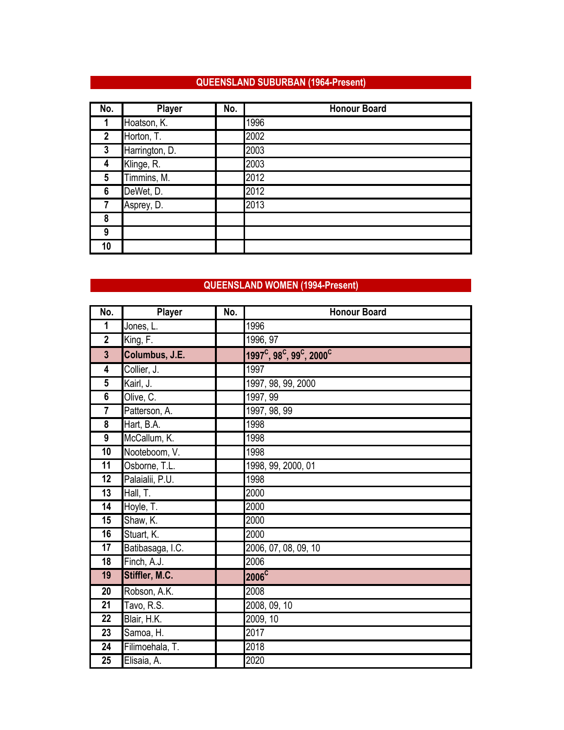## QUEENSLAND SUBURBAN (1964-Present)

| No. | Player | No. | Honour Board |
|---|---|---|---|
| 1 | Hoatson, K. | | 1996 |
| 2 | Horton, T. | | 2002 |
| 3 | Harrington, D. | | 2003 |
| 4 | Klinge, R. | | 2003 |
| 5 | Timmins, M. | | 2012 |
| 6 | DeWet, D. | | 2012 |
| 7 | Asprey, D. | | 2013 |
| 8 | | | |
| 9 | | | |
| 10 | | | |

## QUEENSLAND WOMEN (1994-Present)

| No. | Player | No. | Honour Board |
|---|---|---|---|
| 1 | Jones, L. | | 1996 |
| 2 | King, F. | | 1996, 97 |
| **3** | **Columbus, J.E.** | | **1997$^{C}$, 98$^{C}$, 99$^{C}$, 2000$^{C}$** |
| 4 | Collier, J. | | 1997 |
| 5 | Kairl, J. | | 1997, 98, 99, 2000 |
| 6 | Olive, C. | | 1997, 99 |
| 7 | Patterson, A. | | 1997, 98, 99 |
| 8 | Hart, B.A. | | 1998 |
| 9 | McCallum, K. | | 1998 |
| 10 | Nooteboom, V. | | 1998 |
| 11 | Osborne, T.L. | | 1998, 99, 2000, 01 |
| 12 | Palaialii, P.U. | | 1998 |
| 13 | Hall, T. | | 2000 |
| 14 | Hoyle, T. | | 2000 |
| 15 | Shaw, K. | | 2000 |
| 16 | Stuart, K. | | 2000 |
| 17 | Batibasaga, I.C. | | 2006, 07, 08, 09, 10 |
| 18 | Finch, A.J. | | 2006 |
| **19** | **Stiffler, M.C.** | | **2006$^{C}$** |
| 20 | Robson, A.K. | | 2008 |
| 21 | Tavo, R.S. | | 2008, 09, 10 |
| 22 | Blair, H.K. | | 2009, 10 |
| 23 | Samoa, H. | | 2017 |
| 24 | Filimoehala, T. | | 2018 |
| 25 | Elisaia, A. | | 2020 |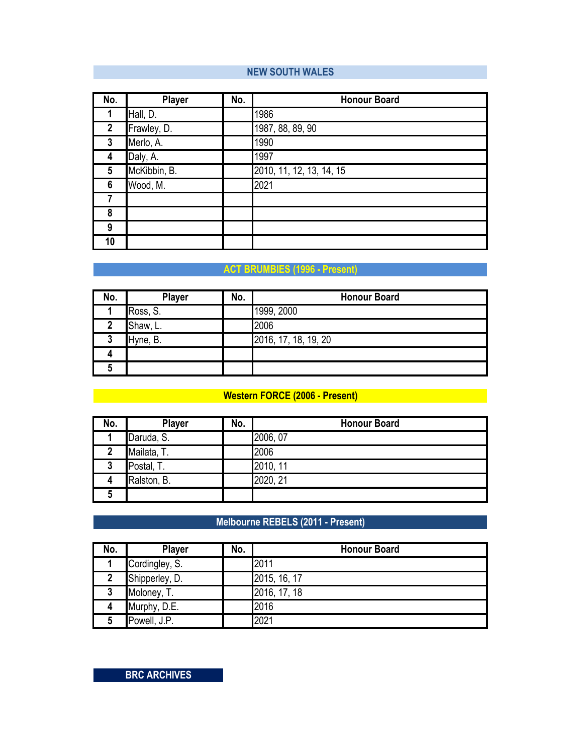## NEW SOUTH WALES

| No. | Player | No. | Honour Board |
|---|---|---|---|
| 1 | Hall, D. | | 1986 |
| 2 | Frawley, D. | | 1987, 88, 89, 90 |
| 3 | Merlo, A. | | 1990 |
| 4 | Daly, A. | | 1997 |
| 5 | McKibbin, B. | | 2010, 11, 12, 13, 14, 15 |
| 6 | Wood, M. | | 2021 |
| 7 | | | |
| 8 | | | |
| 9 | | | |
| 10 | | | |

## ACT BRUMBIES (1996 - Present)

| No. | Player | No. | Honour Board |
|---|---|---|---|
| 1 | Ross, S. | | 1999, 2000 |
| 2 | Shaw, L. | | 2006 |
| 3 | Hyne, B. | | 2016, 17, 18, 19, 20 |
| 4 | | | |
| 5 | | | |

## Western FORCE (2006 - Present)

| No. | Player | No. | Honour Board |
|---|---|---|---|
| 1 | Daruda, S. | | 2006, 07 |
| 2 | Mailata, T. | | 2006 |
| 3 | Postal, T. | | 2010, 11 |
| 4 | Ralston, B. | | 2020, 21 |
| 5 | | | |

## Melbourne REBELS (2011 - Present)

| No. | Player | No. | Honour Board |
|---|---|---|---|
| 1 | Cordingley, S. | | 2011 |
| 2 | Shipperley, D. | | 2015, 16, 17 |
| 3 | Moloney, T. | | 2016, 17, 18 |
| 4 | Murphy, D.E. | | 2016 |
| 5 | Powell, J.P. | | 2021 |

BRC ARCHIVES